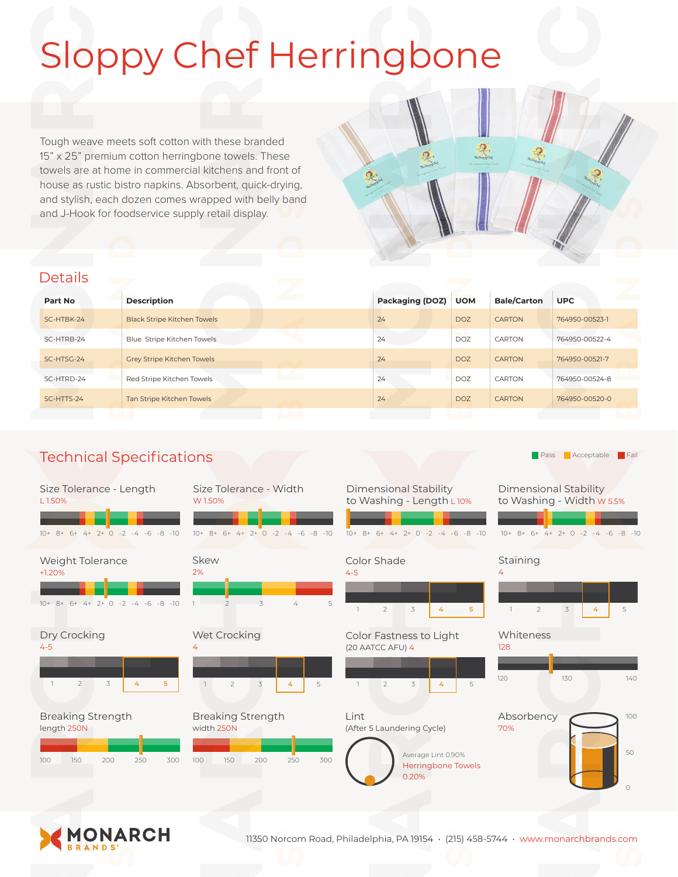# Sloppy Chef Herringbone

Tough weave meets soft cotton with these branded 15" x 25" premium cotton herringbone towels. These towels are at home in commercial kitchens and front of house as rustic bistro napkins. Absorbent, quick-drying, and stylish, each dozen comes wrapped with belly band and J-Hook for foodservice supply retail display.

## Details

| Part No | Description | Packaging (DOZ) | UOM | Bale/Carton | UPC |
|---|---|---|---|---|---|
| SC-HTBK-24 | Black Stripe Kitchen Towels | 24 | DOZ | CARTON | 764950-00523-1 |
| SC-HTRB-24 | Blue Stripe Kitchen Towels | 24 | DOZ | CARTON | 764950-00522-4 |
| SC-HTSG-24 | Grey Stripe Kitchen Towels | 24 | DOZ | CARTON | 764950-00521-7 |
| SC-HTRD-24 | Red Stripe Kitchen Towels | 24 | DOZ | CARTON | 764950-00524-8 |
| SC-HTTS-24 | Tan Stripe Kitchen Towels | 24 | DOZ | CARTON | 764950-00520-0 |

## Technical Specifications

Pass · Acceptable · Fail

**Size Tolerance - Length**
L 1.50%

**Size Tolerance - Width**
W 1.50%

**Dimensional Stability to Washing - Length** L 10%

**Dimensional Stability to Washing - Width** W 5.5%

**Weight Tolerance**
+1.20%

**Skew**
2%

**Color Shade**
4-5

**Staining**
4

**Dry Crocking**
4-5

**Wet Crocking**
4

**Color Fastness to Light**
(20 AATCC AFU) 4

**Whiteness**
128

**Breaking Strength**
length 250N

**Breaking Strength**
width 250N

**Lint**
(After 5 Laundering Cycle)

Average Lint 0.90%
Herringbone Towels 0.20%

**Absorbency**
70%

MONARCH BRANDS

11350 Norcom Road, Philadelphia, PA 19154 · (215) 458-5744 · www.monarchbrands.com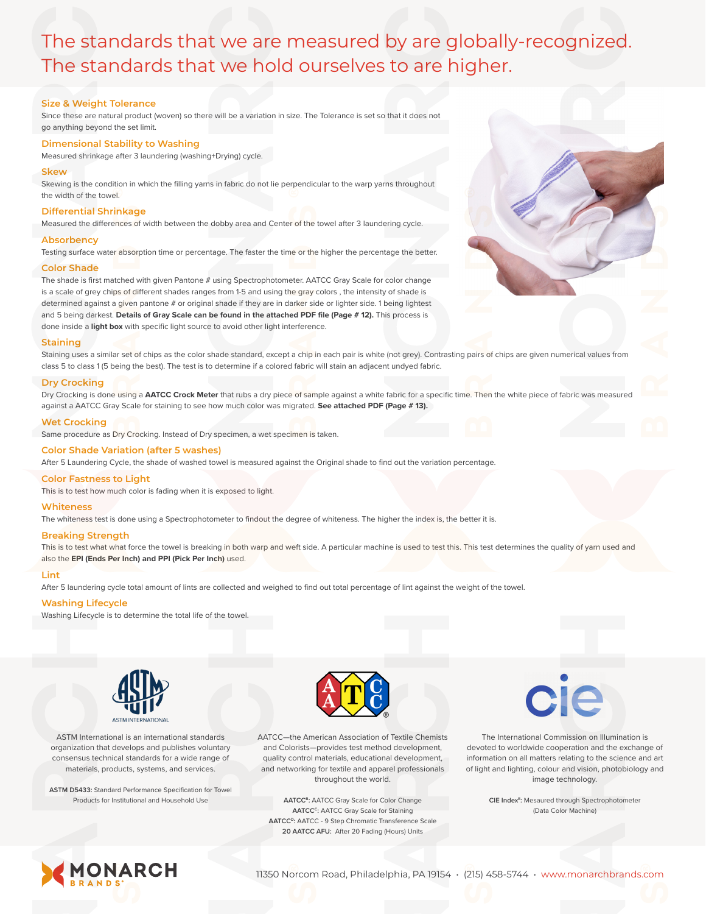# The standards that we are measured by are globally-recognized. The standards that we hold ourselves to are higher.

### Size & Weight Tolerance

Since these are natural product (woven) so there will be a variation in size. The Tolerance is set so that it does not go anything beyond the set limit.

### Dimensional Stability to Washing

Measured shrinkage after 3 laundering (washing+Drying) cycle.

### Skew

Skewing is the condition in which the filling yarns in fabric do not lie perpendicular to the warp yarns throughout the width of the towel.

### Differential Shrinkage

Measured the differences of width between the dobby area and Center of the towel after 3 laundering cycle.

### Absorbency

Testing surface water absorption time or percentage. The faster the time or the higher the percentage the better.

### Color Shade

The shade is first matched with given Pantone # using Spectrophotometer. AATCC Gray Scale for color change is a scale of grey chips of different shades ranges from 1-5 and using the gray colors , the intensity of shade is determined against a given pantone # or original shade if they are in darker side or lighter side. 1 being lightest and 5 being darkest. **Details of Gray Scale can be found in the attached PDF file (Page # 12).** This process is done inside a **light box** with specific light source to avoid other light interference.

### Staining

Staining uses a similar set of chips as the color shade standard, except a chip in each pair is white (not grey). Contrasting pairs of chips are given numerical values from class 5 to class 1 (5 being the best). The test is to determine if a colored fabric will stain an adjacent undyed fabric.

### Dry Crocking

Dry Crocking is done using a **AATCC Crock Meter** that rubs a dry piece of sample against a white fabric for a specific time. Then the white piece of fabric was measured against a AATCC Gray Scale for staining to see how much color was migrated. **See attached PDF (Page # 13).**

### Wet Crocking

Same procedure as Dry Crocking. Instead of Dry specimen, a wet specimen is taken.

### Color Shade Variation (after 5 washes)

After 5 Laundering Cycle, the shade of washed towel is measured against the Original shade to find out the variation percentage.

### Color Fastness to Light

This is to test how much color is fading when it is exposed to light.

### Whiteness

The whiteness test is done using a Spectrophotometer to findout the degree of whiteness. The higher the index is, the better it is.

### Breaking Strength

This is to test what what force the towel is breaking in both warp and weft side. A particular machine is used to test this. This test determines the quality of yarn used and also the **EPI (Ends Per Inch) and PPI (Pick Per Inch)** used.

### Lint

After 5 laundering cycle total amount of lints are collected and weighed to find out total percentage of lint against the weight of the towel.

### Washing Lifecycle

Washing Lifecycle is to determine the total life of the towel.

---

ASTM INTERNATIONAL

ASTM International is an international standards organization that develops and publishes voluntary consensus technical standards for a wide range of materials, products, systems, and services.

**ASTM D5433:** Standard Performance Specification for Towel Products for Institutional and Household Use

AATCC—the American Association of Textile Chemists and Colorists—provides test method development, quality control materials, educational development, and networking for textile and apparel professionals throughout the world.

**AATCC[B]:** AATCC Gray Scale for Color Change
**AATCC[C]:** AATCC Gray Scale for Staining
**AATCC[D]:** AATCC - 9 Step Chromatic Transference Scale
**20 AATCC AFU:** After 20 Fading (Hours) Units

The International Commission on Illumination is devoted to worldwide cooperation and the exchange of information on all matters relating to the science and art of light and lighting, colour and vision, photobiology and image technology.

**CIE Index[E]:** Measured through Spectrophotometer (Data Color Machine)

MONARCH BRANDS

11350 Norcom Road, Philadelphia, PA 19154 · (215) 458-5744 · www.monarchbrands.com